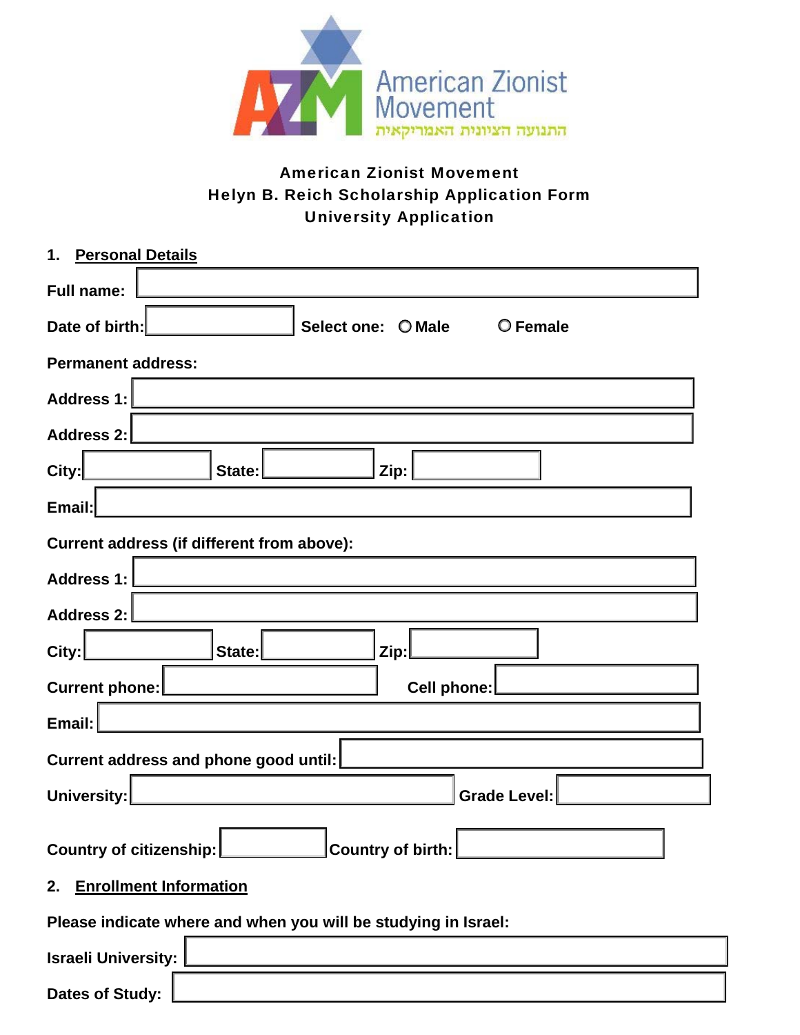American Zionist Movement

התנועה הציונית האמריקאית

**American Zionist Movement**
**Helyn B. Reich Scholarship Application Form**
**University Application**

## 1. Personal Details

**Full name:** 

**Date of birth:** **Select one:** ○ Male ○ Female

**Permanent address:**

**Address 1:** 

**Address 2:** 

**City:** **State:** **Zip:** 

**Email:** 

**Current address (if different from above):**

**Address 1:** 

**Address 2:** 

**City:** **State:** **Zip:** 

**Current phone:** **Cell phone:** 

**Email:** 

**Current address and phone good until:** 

**University:** **Grade Level:** 

**Country of citizenship:** **Country of birth:** 

## 2. Enrollment Information

**Please indicate where and when you will be studying in Israel:**

**Israeli University:** 

**Dates of Study:**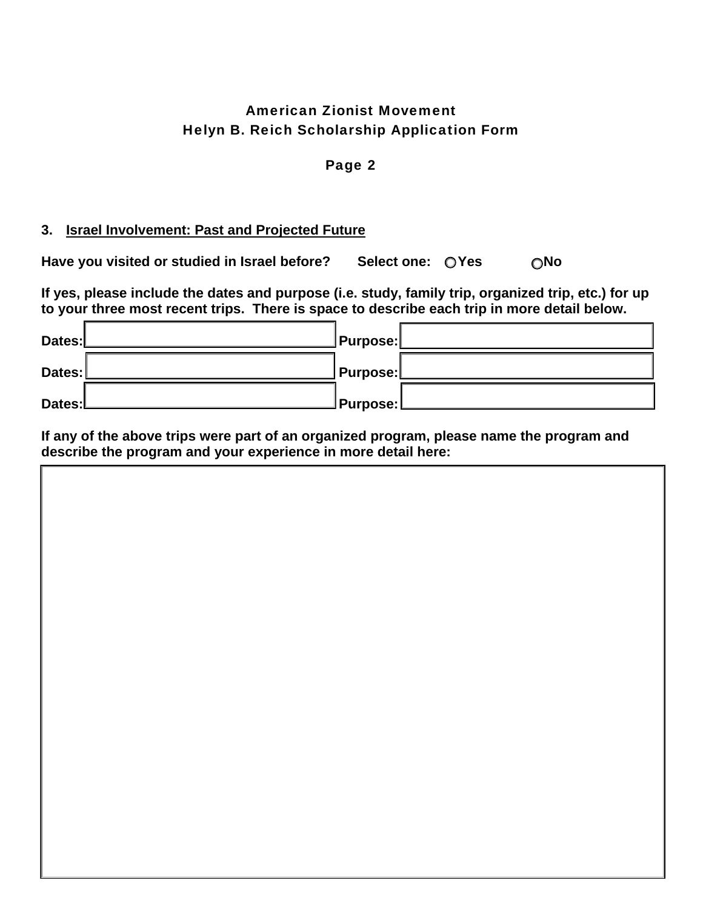**American Zionist Movement**

**Helyn B. Reich Scholarship Application Form**

**Page 2**

**3. Israel Involvement: Past and Projected Future**

**Have you visited or studied in Israel before?** **Select one:** ○ **Yes** ○ **No**

**If yes, please include the dates and purpose (i.e. study, family trip, organized trip, etc.) for up to your three most recent trips. There is space to describe each trip in more detail below.**

| Dates: | | Purpose: | |
|---|---|---|---|
| Dates: | | Purpose: | |
| Dates: | | Purpose: | |

**If any of the above trips were part of an organized program, please name the program and describe the program and your experience in more detail here:**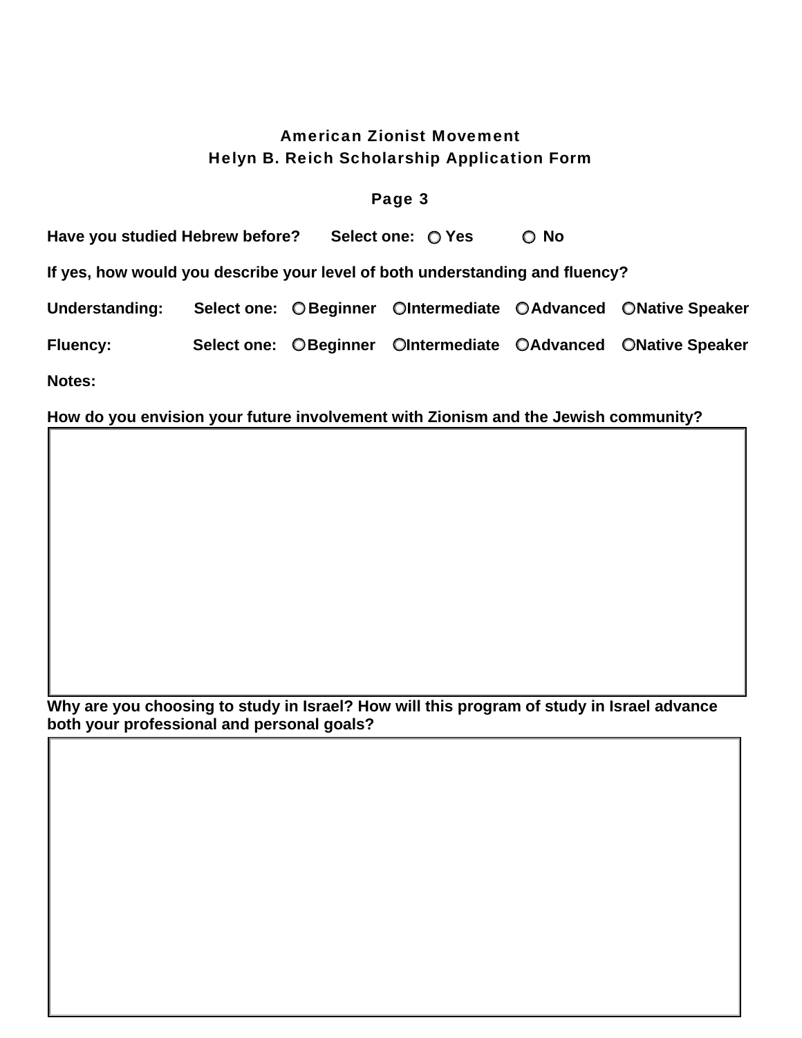## American Zionist Movement
## Helyn B. Reich Scholarship Application Form

**Page 3**

**Have you studied Hebrew before?** **Select one:** ○ **Yes** ○ **No**

**If yes, how would you describe your level of both understanding and fluency?**

**Understanding:** **Select one:** ○ **Beginner** ○ **Intermediate** ○ **Advanced** ○ **Native Speaker**

**Fluency:** **Select one:** ○ **Beginner** ○ **Intermediate** ○ **Advanced** ○ **Native Speaker**

**Notes:**

**How do you envision your future involvement with Zionism and the Jewish community?**

**Why are you choosing to study in Israel? How will this program of study in Israel advance both your professional and personal goals?**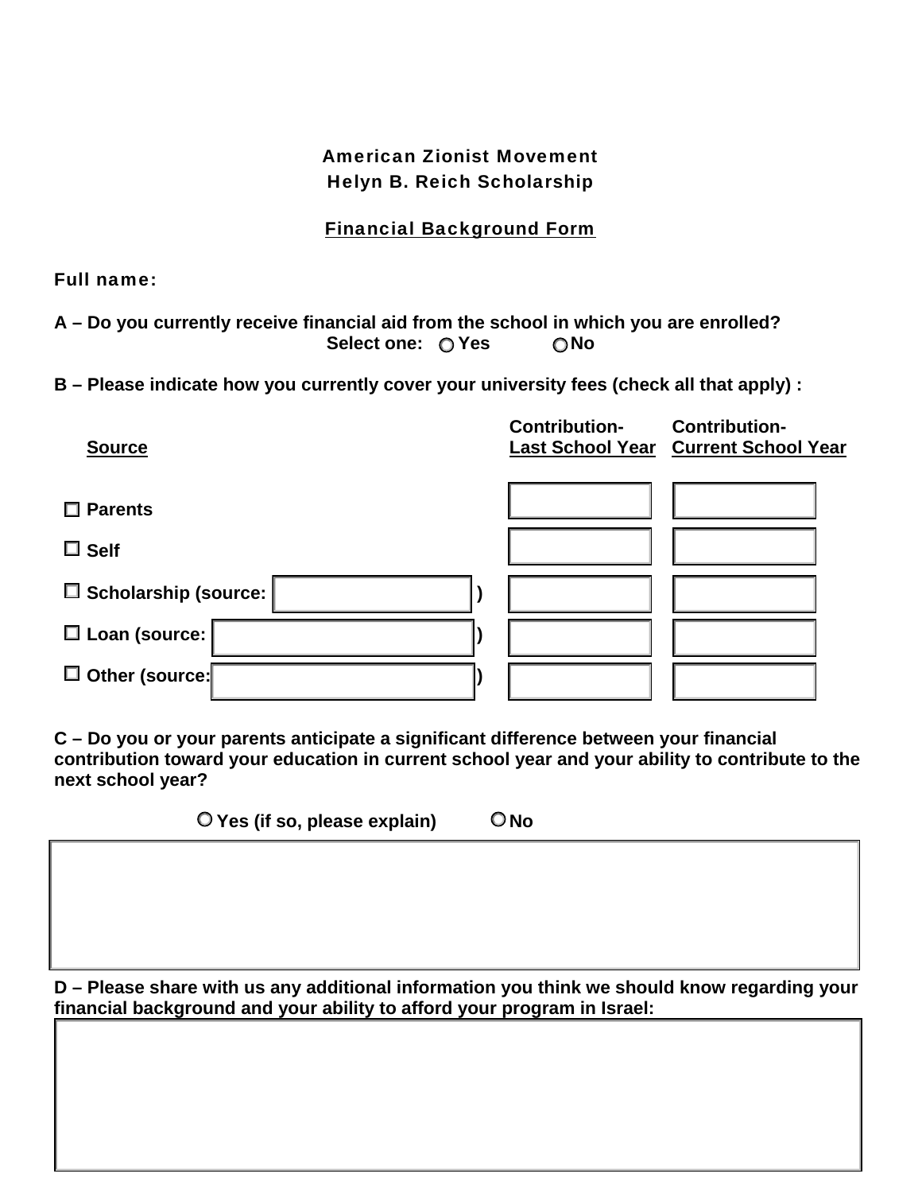**American Zionist Movement**
**Helyn B. Reich Scholarship**

**Financial Background Form**

**Full name:**

**A – Do you currently receive financial aid from the school in which you are enrolled?**
**Select one: ○ Yes ○ No**

**B – Please indicate how you currently cover your university fees (check all that apply) :**

| Source | Contribution- Last School Year | Contribution- Current School Year |
|---|---|---|
| ☐ Parents | | |
| ☐ Self | | |
| ☐ Scholarship (source: ) | | |
| ☐ Loan (source: ) | | |
| ☐ Other (source: ) | | |

**C – Do you or your parents anticipate a significant difference between your financial contribution toward your education in current school year and your ability to contribute to the next school year?**

**○ Yes (if so, please explain) ○ No**

**D – Please share with us any additional information you think we should know regarding your financial background and your ability to afford your program in Israel:**